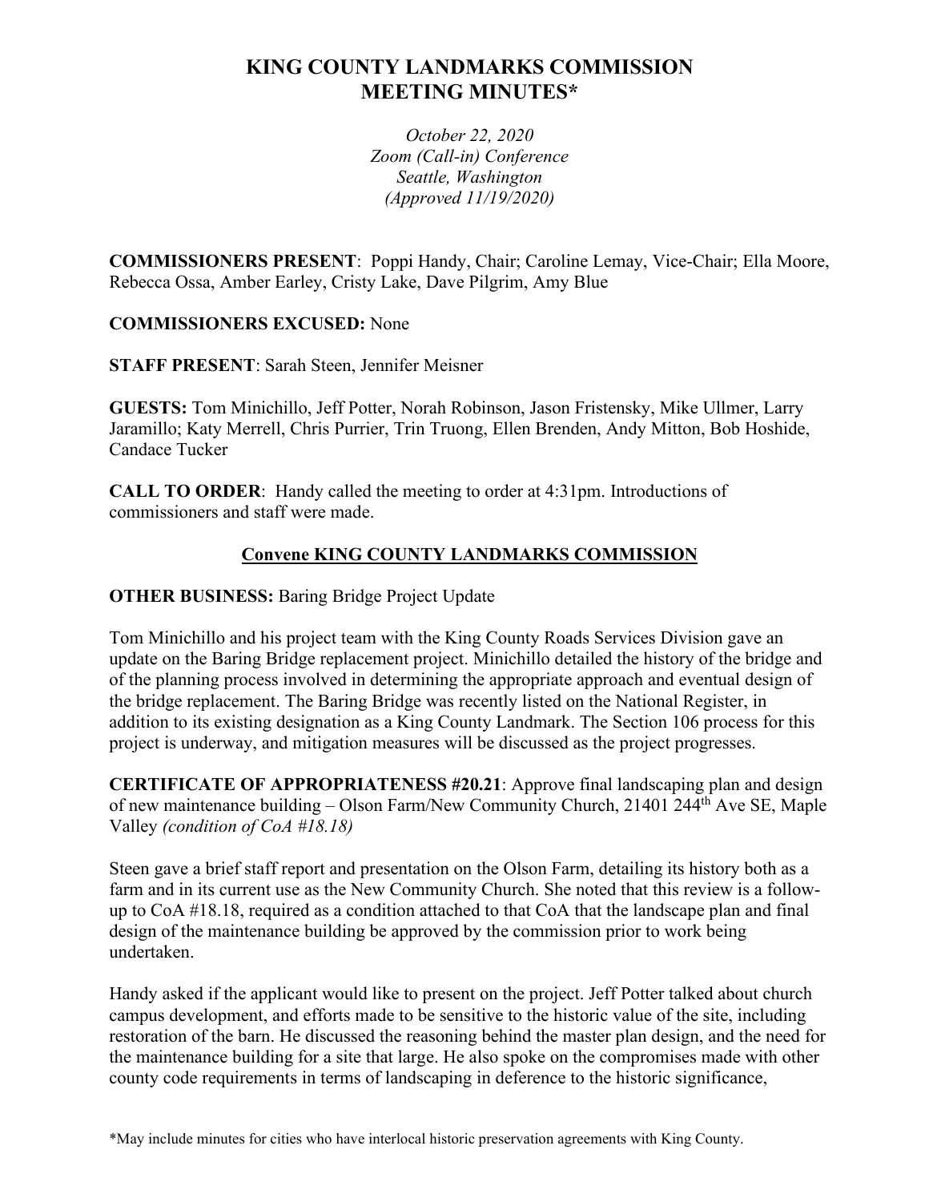# KING COUNTY LANDMARKS COMMISSION MEETING MINUTES*

*October 22, 2020*
*Zoom (Call-in) Conference*
*Seattle, Washington*
*(Approved 11/19/2020)*

**COMMISSIONERS PRESENT**: Poppi Handy, Chair; Caroline Lemay, Vice-Chair; Ella Moore, Rebecca Ossa, Amber Earley, Cristy Lake, Dave Pilgrim, Amy Blue

**COMMISSIONERS EXCUSED:** None

**STAFF PRESENT**: Sarah Steen, Jennifer Meisner

**GUESTS:** Tom Minichillo, Jeff Potter, Norah Robinson, Jason Fristensky, Mike Ullmer, Larry Jaramillo; Katy Merrell, Chris Purrier, Trin Truong, Ellen Brenden, Andy Mitton, Bob Hoshide, Candace Tucker

**CALL TO ORDER**: Handy called the meeting to order at 4:31pm. Introductions of commissioners and staff were made.

## Convene KING COUNTY LANDMARKS COMMISSION

**OTHER BUSINESS:** Baring Bridge Project Update

Tom Minichillo and his project team with the King County Roads Services Division gave an update on the Baring Bridge replacement project. Minichillo detailed the history of the bridge and of the planning process involved in determining the appropriate approach and eventual design of the bridge replacement. The Baring Bridge was recently listed on the National Register, in addition to its existing designation as a King County Landmark. The Section 106 process for this project is underway, and mitigation measures will be discussed as the project progresses.

**CERTIFICATE OF APPROPRIATENESS #20.21**: Approve final landscaping plan and design of new maintenance building – Olson Farm/New Community Church, 21401 244th Ave SE, Maple Valley *(condition of CoA #18.18)*

Steen gave a brief staff report and presentation on the Olson Farm, detailing its history both as a farm and in its current use as the New Community Church. She noted that this review is a follow-up to CoA #18.18, required as a condition attached to that CoA that the landscape plan and final design of the maintenance building be approved by the commission prior to work being undertaken.

Handy asked if the applicant would like to present on the project. Jeff Potter talked about church campus development, and efforts made to be sensitive to the historic value of the site, including restoration of the barn. He discussed the reasoning behind the master plan design, and the need for the maintenance building for a site that large. He also spoke on the compromises made with other county code requirements in terms of landscaping in deference to the historic significance,

*May include minutes for cities who have interlocal historic preservation agreements with King County.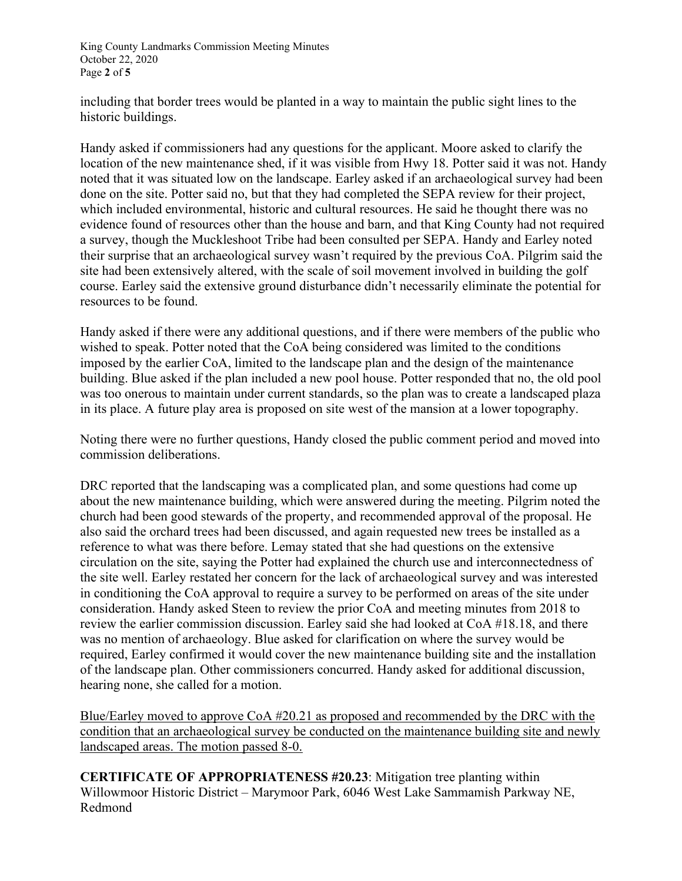including that border trees would be planted in a way to maintain the public sight lines to the historic buildings.

Handy asked if commissioners had any questions for the applicant. Moore asked to clarify the location of the new maintenance shed, if it was visible from Hwy 18. Potter said it was not. Handy noted that it was situated low on the landscape. Earley asked if an archaeological survey had been done on the site. Potter said no, but that they had completed the SEPA review for their project, which included environmental, historic and cultural resources. He said he thought there was no evidence found of resources other than the house and barn, and that King County had not required a survey, though the Muckleshoot Tribe had been consulted per SEPA. Handy and Earley noted their surprise that an archaeological survey wasn't required by the previous CoA. Pilgrim said the site had been extensively altered, with the scale of soil movement involved in building the golf course. Earley said the extensive ground disturbance didn't necessarily eliminate the potential for resources to be found.

Handy asked if there were any additional questions, and if there were members of the public who wished to speak. Potter noted that the CoA being considered was limited to the conditions imposed by the earlier CoA, limited to the landscape plan and the design of the maintenance building. Blue asked if the plan included a new pool house. Potter responded that no, the old pool was too onerous to maintain under current standards, so the plan was to create a landscaped plaza in its place. A future play area is proposed on site west of the mansion at a lower topography.

Noting there were no further questions, Handy closed the public comment period and moved into commission deliberations.

DRC reported that the landscaping was a complicated plan, and some questions had come up about the new maintenance building, which were answered during the meeting. Pilgrim noted the church had been good stewards of the property, and recommended approval of the proposal. He also said the orchard trees had been discussed, and again requested new trees be installed as a reference to what was there before. Lemay stated that she had questions on the extensive circulation on the site, saying the Potter had explained the church use and interconnectedness of the site well. Earley restated her concern for the lack of archaeological survey and was interested in conditioning the CoA approval to require a survey to be performed on areas of the site under consideration. Handy asked Steen to review the prior CoA and meeting minutes from 2018 to review the earlier commission discussion. Earley said she had looked at CoA #18.18, and there was no mention of archaeology. Blue asked for clarification on where the survey would be required, Earley confirmed it would cover the new maintenance building site and the installation of the landscape plan. Other commissioners concurred. Handy asked for additional discussion, hearing none, she called for a motion.

<u>Blue/Earley moved to approve CoA #20.21 as proposed and recommended by the DRC with the condition that an archaeological survey be conducted on the maintenance building site and newly landscaped areas. The motion passed 8-0.</u>

**CERTIFICATE OF APPROPRIATENESS #20.23**: Mitigation tree planting within Willowmoor Historic District – Marymoor Park, 6046 West Lake Sammamish Parkway NE, Redmond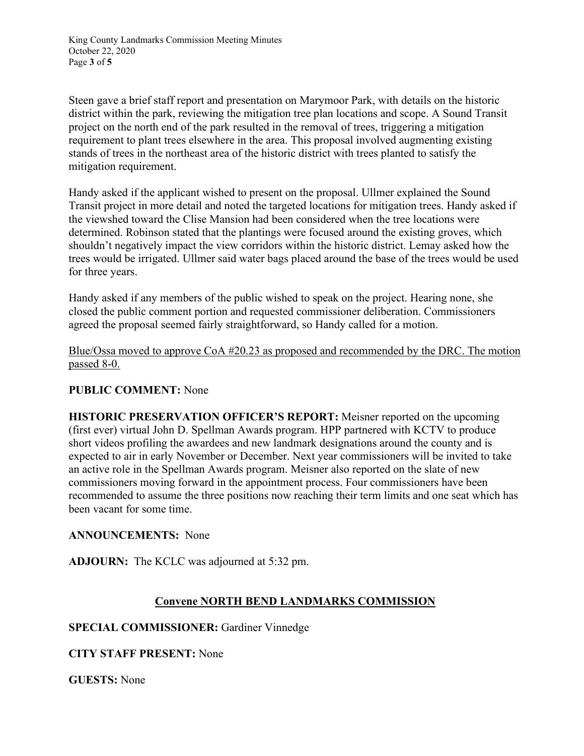Steen gave a brief staff report and presentation on Marymoor Park, with details on the historic district within the park, reviewing the mitigation tree plan locations and scope. A Sound Transit project on the north end of the park resulted in the removal of trees, triggering a mitigation requirement to plant trees elsewhere in the area. This proposal involved augmenting existing stands of trees in the northeast area of the historic district with trees planted to satisfy the mitigation requirement.

Handy asked if the applicant wished to present on the proposal. Ullmer explained the Sound Transit project in more detail and noted the targeted locations for mitigation trees. Handy asked if the viewshed toward the Clise Mansion had been considered when the tree locations were determined. Robinson stated that the plantings were focused around the existing groves, which shouldn't negatively impact the view corridors within the historic district. Lemay asked how the trees would be irrigated. Ullmer said water bags placed around the base of the trees would be used for three years.

Handy asked if any members of the public wished to speak on the project. Hearing none, she closed the public comment portion and requested commissioner deliberation. Commissioners agreed the proposal seemed fairly straightforward, so Handy called for a motion.

<u>Blue/Ossa moved to approve CoA #20.23 as proposed and recommended by the DRC. The motion passed 8-0.</u>

**PUBLIC COMMENT:** None

**HISTORIC PRESERVATION OFFICER'S REPORT:** Meisner reported on the upcoming (first ever) virtual John D. Spellman Awards program. HPP partnered with KCTV to produce short videos profiling the awardees and new landmark designations around the county and is expected to air in early November or December. Next year commissioners will be invited to take an active role in the Spellman Awards program. Meisner also reported on the slate of new commissioners moving forward in the appointment process. Four commissioners have been recommended to assume the three positions now reaching their term limits and one seat which has been vacant for some time.

**ANNOUNCEMENTS:** None

**ADJOURN:** The KCLC was adjourned at 5:32 pm.

## <u>Convene NORTH BEND LANDMARKS COMMISSION</u>

**SPECIAL COMMISSIONER:** Gardiner Vinnedge

**CITY STAFF PRESENT:** None

**GUESTS:** None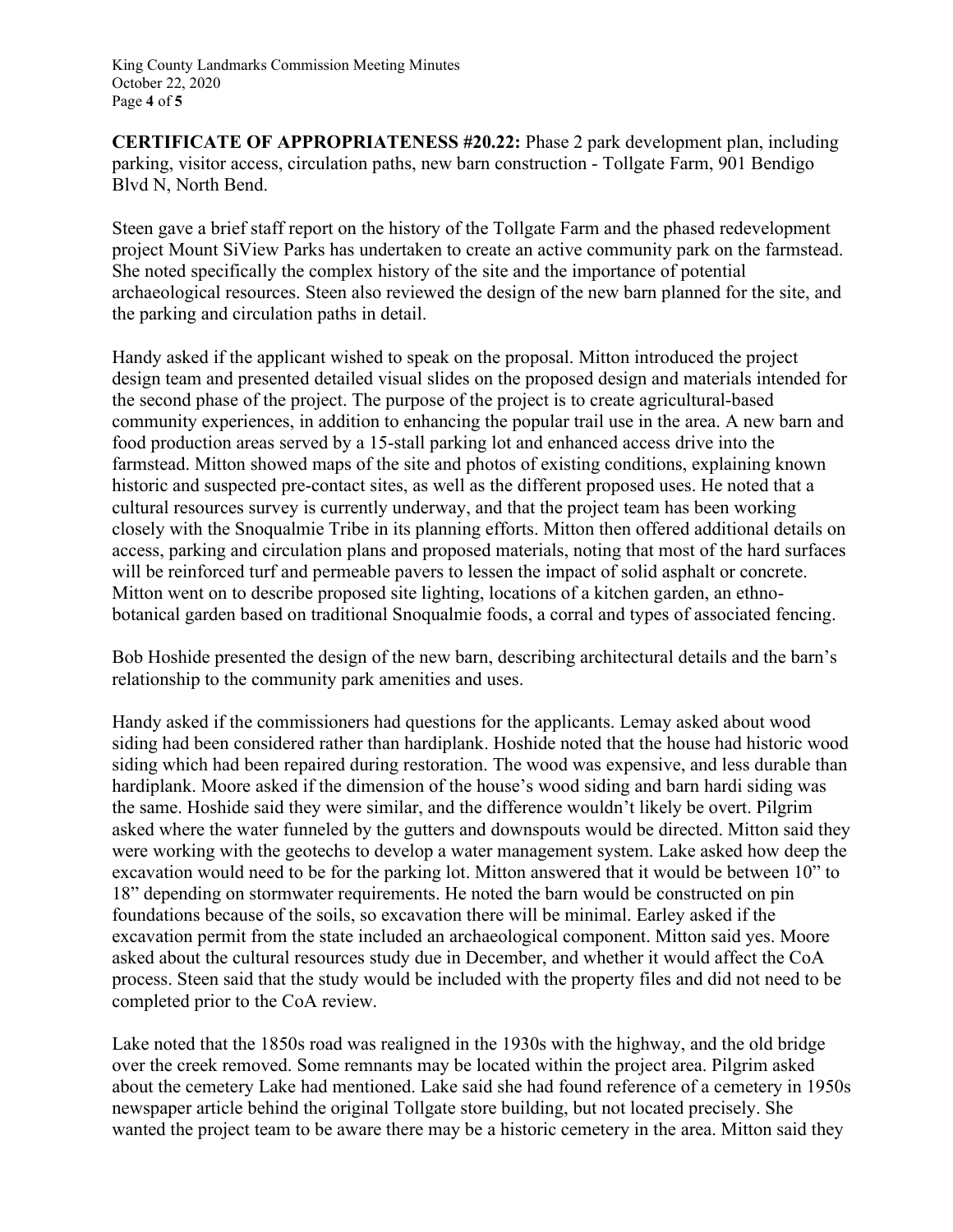**CERTIFICATE OF APPROPRIATENESS #20.22:** Phase 2 park development plan, including parking, visitor access, circulation paths, new barn construction - Tollgate Farm, 901 Bendigo Blvd N, North Bend.

Steen gave a brief staff report on the history of the Tollgate Farm and the phased redevelopment project Mount SiView Parks has undertaken to create an active community park on the farmstead. She noted specifically the complex history of the site and the importance of potential archaeological resources. Steen also reviewed the design of the new barn planned for the site, and the parking and circulation paths in detail.

Handy asked if the applicant wished to speak on the proposal. Mitton introduced the project design team and presented detailed visual slides on the proposed design and materials intended for the second phase of the project. The purpose of the project is to create agricultural-based community experiences, in addition to enhancing the popular trail use in the area. A new barn and food production areas served by a 15-stall parking lot and enhanced access drive into the farmstead. Mitton showed maps of the site and photos of existing conditions, explaining known historic and suspected pre-contact sites, as well as the different proposed uses. He noted that a cultural resources survey is currently underway, and that the project team has been working closely with the Snoqualmie Tribe in its planning efforts. Mitton then offered additional details on access, parking and circulation plans and proposed materials, noting that most of the hard surfaces will be reinforced turf and permeable pavers to lessen the impact of solid asphalt or concrete. Mitton went on to describe proposed site lighting, locations of a kitchen garden, an ethno-botanical garden based on traditional Snoqualmie foods, a corral and types of associated fencing.

Bob Hoshide presented the design of the new barn, describing architectural details and the barn's relationship to the community park amenities and uses.

Handy asked if the commissioners had questions for the applicants. Lemay asked about wood siding had been considered rather than hardiplank. Hoshide noted that the house had historic wood siding which had been repaired during restoration. The wood was expensive, and less durable than hardiplank. Moore asked if the dimension of the house's wood siding and barn hardi siding was the same. Hoshide said they were similar, and the difference wouldn't likely be overt. Pilgrim asked where the water funneled by the gutters and downspouts would be directed. Mitton said they were working with the geotechs to develop a water management system. Lake asked how deep the excavation would need to be for the parking lot. Mitton answered that it would be between 10" to 18" depending on stormwater requirements. He noted the barn would be constructed on pin foundations because of the soils, so excavation there will be minimal. Earley asked if the excavation permit from the state included an archaeological component. Mitton said yes. Moore asked about the cultural resources study due in December, and whether it would affect the CoA process. Steen said that the study would be included with the property files and did not need to be completed prior to the CoA review.

Lake noted that the 1850s road was realigned in the 1930s with the highway, and the old bridge over the creek removed. Some remnants may be located within the project area. Pilgrim asked about the cemetery Lake had mentioned. Lake said she had found reference of a cemetery in 1950s newspaper article behind the original Tollgate store building, but not located precisely. She wanted the project team to be aware there may be a historic cemetery in the area. Mitton said they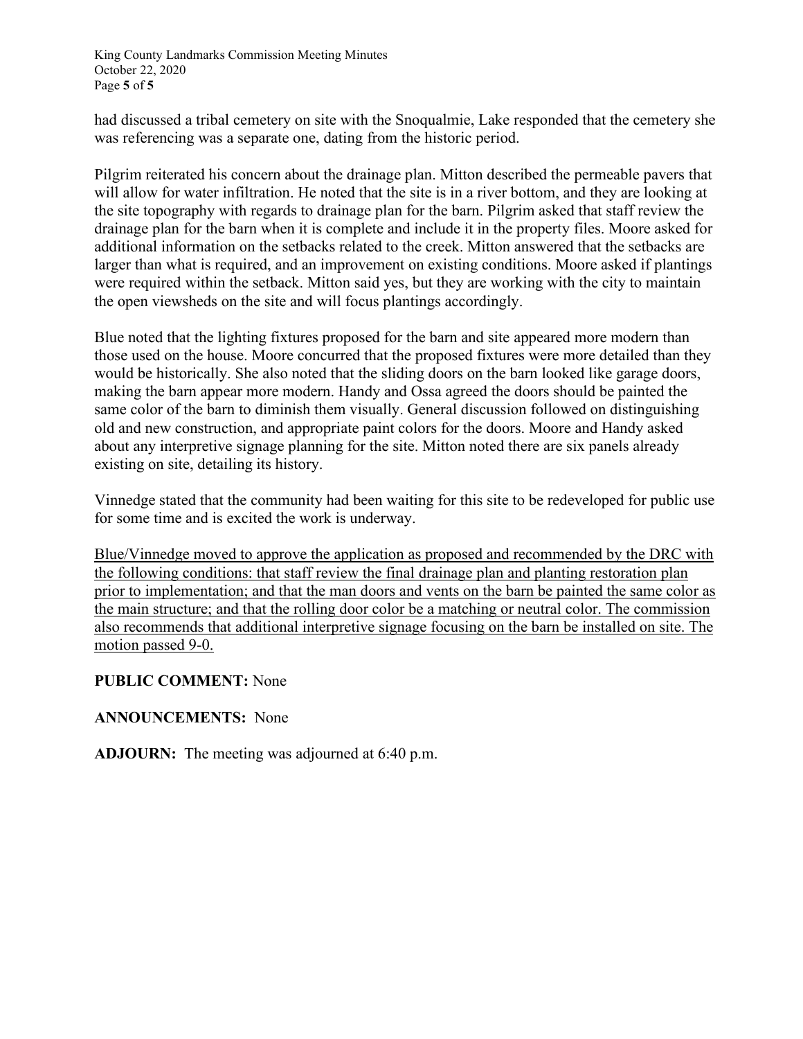had discussed a tribal cemetery on site with the Snoqualmie, Lake responded that the cemetery she was referencing was a separate one, dating from the historic period.

Pilgrim reiterated his concern about the drainage plan. Mitton described the permeable pavers that will allow for water infiltration. He noted that the site is in a river bottom, and they are looking at the site topography with regards to drainage plan for the barn. Pilgrim asked that staff review the drainage plan for the barn when it is complete and include it in the property files. Moore asked for additional information on the setbacks related to the creek. Mitton answered that the setbacks are larger than what is required, and an improvement on existing conditions. Moore asked if plantings were required within the setback. Mitton said yes, but they are working with the city to maintain the open viewsheds on the site and will focus plantings accordingly.

Blue noted that the lighting fixtures proposed for the barn and site appeared more modern than those used on the house. Moore concurred that the proposed fixtures were more detailed than they would be historically. She also noted that the sliding doors on the barn looked like garage doors, making the barn appear more modern. Handy and Ossa agreed the doors should be painted the same color of the barn to diminish them visually. General discussion followed on distinguishing old and new construction, and appropriate paint colors for the doors. Moore and Handy asked about any interpretive signage planning for the site. Mitton noted there are six panels already existing on site, detailing its history.

Vinnedge stated that the community had been waiting for this site to be redeveloped for public use for some time and is excited the work is underway.

<u>Blue/Vinnedge moved to approve the application as proposed and recommended by the DRC with the following conditions: that staff review the final drainage plan and planting restoration plan prior to implementation; and that the man doors and vents on the barn be painted the same color as the main structure; and that the rolling door color be a matching or neutral color. The commission also recommends that additional interpretive signage focusing on the barn be installed on site. The motion passed 9-0.</u>

**PUBLIC COMMENT:** None

**ANNOUNCEMENTS:** None

**ADJOURN:** The meeting was adjourned at 6:40 p.m.